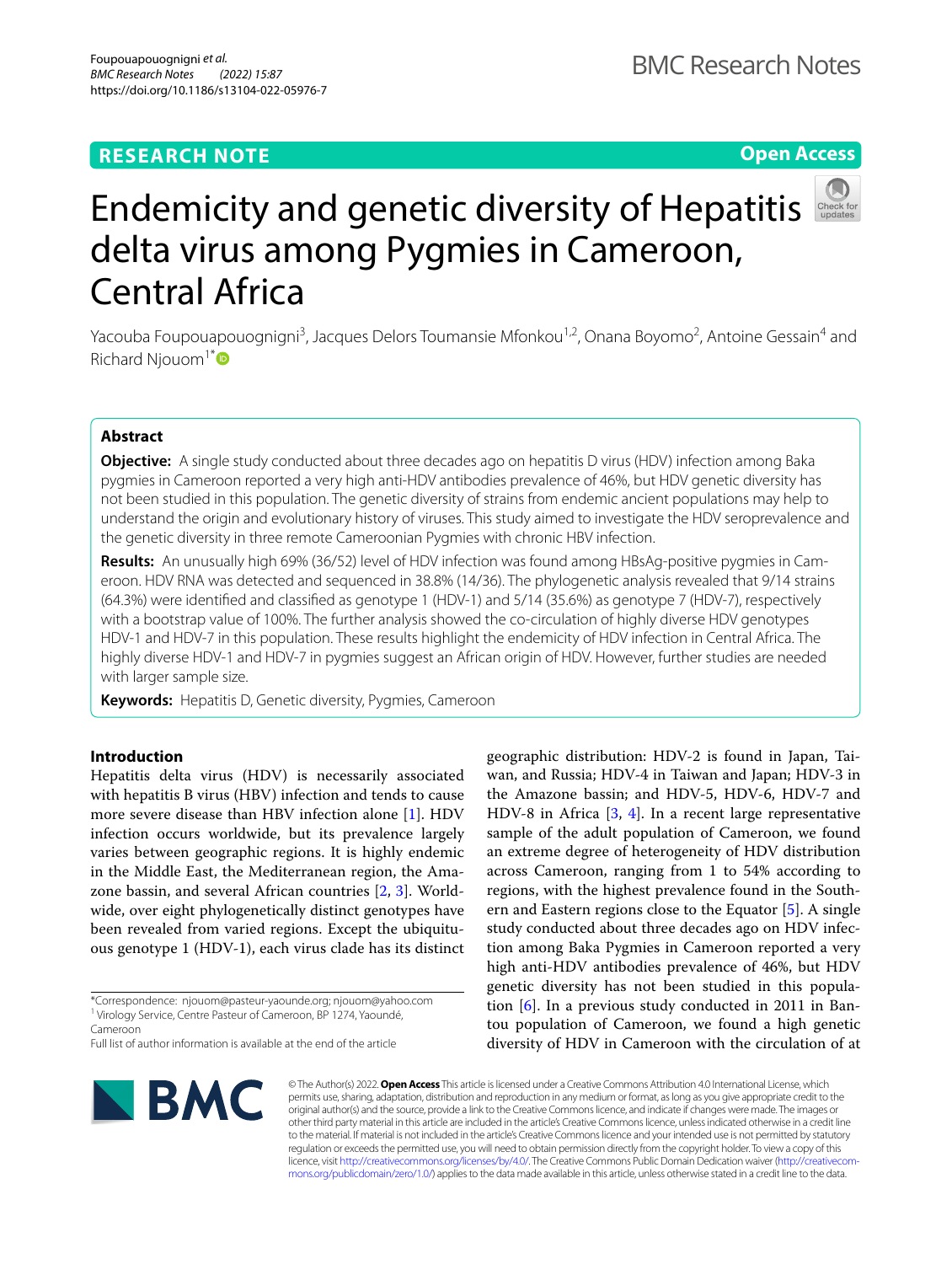RESEARCH NOTE

Open Access

# Endemicity and genetic diversity of Hepatitis delta virus among Pygmies in Cameroon, Central Africa

Yacouba Foupouapouognigni[3], Jacques Delors Toumansie Mfonkou[1,2], Onana Boyomo[2], Antoine Gessain[4] and Richard Njouom[1*]

## Abstract

**Objective:** A single study conducted about three decades ago on hepatitis D virus (HDV) infection among Baka pygmies in Cameroon reported a very high anti-HDV antibodies prevalence of 46%, but HDV genetic diversity has not been studied in this population. The genetic diversity of strains from endemic ancient populations may help to understand the origin and evolutionary history of viruses. This study aimed to investigate the HDV seroprevalence and the genetic diversity in three remote Cameroonian Pygmies with chronic HBV infection.

**Results:** An unusually high 69% (36/52) level of HDV infection was found among HBsAg-positive pygmies in Cameroon. HDV RNA was detected and sequenced in 38.8% (14/36). The phylogenetic analysis revealed that 9/14 strains (64.3%) were identified and classified as genotype 1 (HDV-1) and 5/14 (35.6%) as genotype 7 (HDV-7), respectively with a bootstrap value of 100%. The further analysis showed the co-circulation of highly diverse HDV genotypes HDV-1 and HDV-7 in this population. These results highlight the endemicity of HDV infection in Central Africa. The highly diverse HDV-1 and HDV-7 in pygmies suggest an African origin of HDV. However, further studies are needed with larger sample size.

**Keywords:** Hepatitis D, Genetic diversity, Pygmies, Cameroon

## Introduction

Hepatitis delta virus (HDV) is necessarily associated with hepatitis B virus (HBV) infection and tends to cause more severe disease than HBV infection alone [1]. HDV infection occurs worldwide, but its prevalence largely varies between geographic regions. It is highly endemic in the Middle East, the Mediterranean region, the Amazone bassin, and several African countries [2, 3]. Worldwide, over eight phylogenetically distinct genotypes have been revealed from varied regions. Except the ubiquitous genotype 1 (HDV-1), each virus clade has its distinct geographic distribution: HDV-2 is found in Japan, Taiwan, and Russia; HDV-4 in Taiwan and Japan; HDV-3 in the Amazone bassin; and HDV-5, HDV-6, HDV-7 and HDV-8 in Africa [3, 4]. In a recent large representative sample of the adult population of Cameroon, we found an extreme degree of heterogeneity of HDV distribution across Cameroon, ranging from 1 to 54% according to regions, with the highest prevalence found in the Southern and Eastern regions close to the Equator [5]. A single study conducted about three decades ago on HDV infection among Baka Pygmies in Cameroon reported a very high anti-HDV antibodies prevalence of 46%, but HDV genetic diversity has not been studied in this population [6]. In a previous study conducted in 2011 in Bantou population of Cameroon, we found a high genetic diversity of HDV in Cameroon with the circulation of at

*Correspondence: njouom@pasteur-yaounde.org; njouom@yahoo.com
[1] Virology Service, Centre Pasteur of Cameroon, BP 1274, Yaoundé, Cameroon
Full list of author information is available at the end of the article

© The Author(s) 2022. **Open Access** This article is licensed under a Creative Commons Attribution 4.0 International License, which permits use, sharing, adaptation, distribution and reproduction in any medium or format, as long as you give appropriate credit to the original author(s) and the source, provide a link to the Creative Commons licence, and indicate if changes were made. The images or other third party material in this article are included in the article's Creative Commons licence, unless indicated otherwise in a credit line to the material. If material is not included in the article's Creative Commons licence and your intended use is not permitted by statutory regulation or exceeds the permitted use, you will need to obtain permission directly from the copyright holder. To view a copy of this licence, visit http://creativecommons.org/licenses/by/4.0/. The Creative Commons Public Domain Dedication waiver (http://creativecommons.org/publicdomain/zero/1.0/) applies to the data made available in this article, unless otherwise stated in a credit line to the data.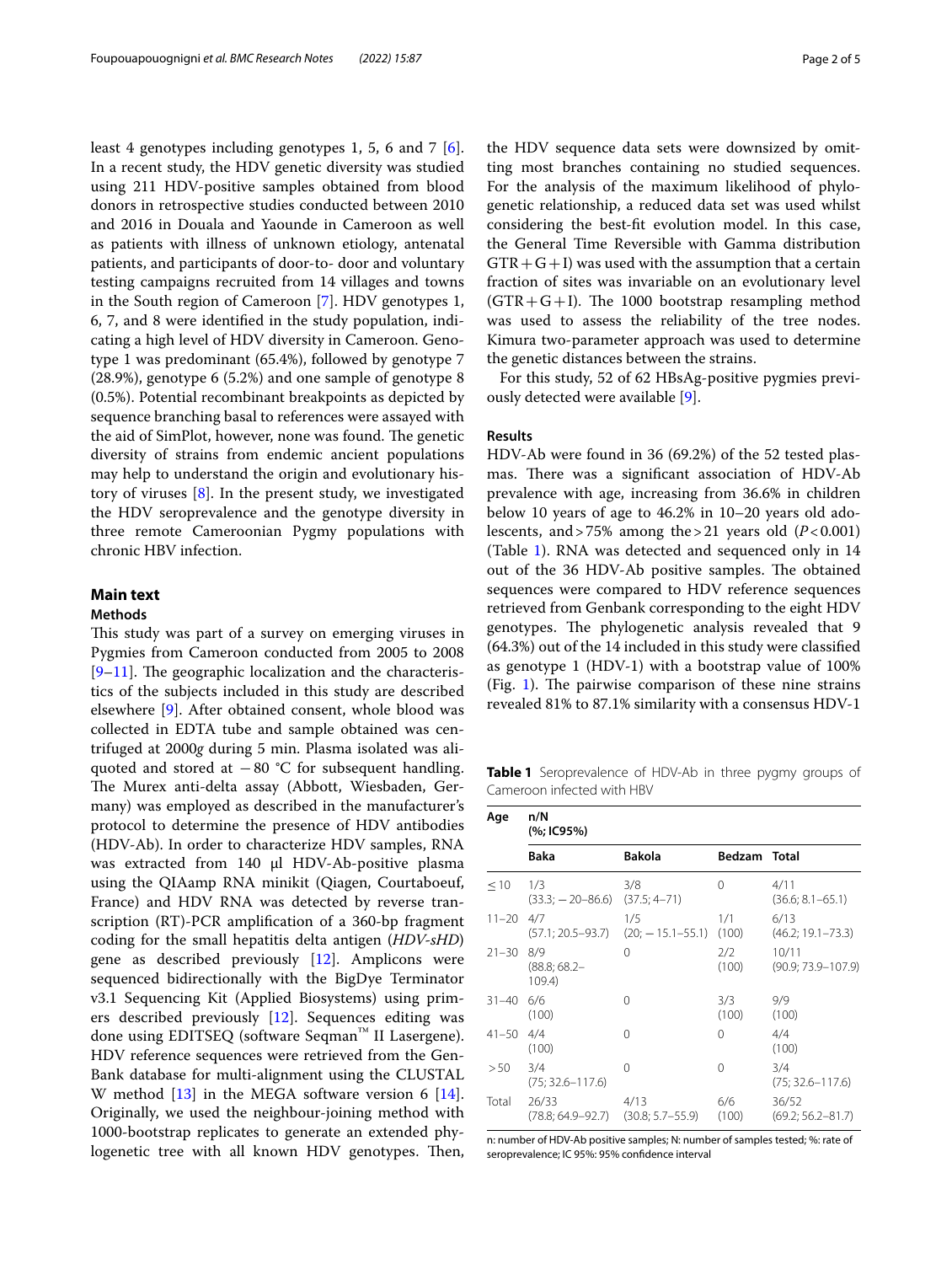least 4 genotypes including genotypes 1, 5, 6 and 7 [6]. In a recent study, the HDV genetic diversity was studied using 211 HDV-positive samples obtained from blood donors in retrospective studies conducted between 2010 and 2016 in Douala and Yaounde in Cameroon as well as patients with illness of unknown etiology, antenatal patients, and participants of door-to- door and voluntary testing campaigns recruited from 14 villages and towns in the South region of Cameroon [7]. HDV genotypes 1, 6, 7, and 8 were identified in the study population, indicating a high level of HDV diversity in Cameroon. Genotype 1 was predominant (65.4%), followed by genotype 7 (28.9%), genotype 6 (5.2%) and one sample of genotype 8 (0.5%). Potential recombinant breakpoints as depicted by sequence branching basal to references were assayed with the aid of SimPlot, however, none was found. The genetic diversity of strains from endemic ancient populations may help to understand the origin and evolutionary history of viruses [8]. In the present study, we investigated the HDV seroprevalence and the genotype diversity in three remote Cameroonian Pygmy populations with chronic HBV infection.

## Main text

### Methods

This study was part of a survey on emerging viruses in Pygmies from Cameroon conducted from 2005 to 2008 [9–11]. The geographic localization and the characteristics of the subjects included in this study are described elsewhere [9]. After obtained consent, whole blood was collected in EDTA tube and sample obtained was centrifuged at 2000*g* during 5 min. Plasma isolated was aliquoted and stored at −80 °C for subsequent handling. The Murex anti-delta assay (Abbott, Wiesbaden, Germany) was employed as described in the manufacturer's protocol to determine the presence of HDV antibodies (HDV-Ab). In order to characterize HDV samples, RNA was extracted from 140 µl HDV-Ab-positive plasma using the QIAamp RNA minikit (Qiagen, Courtaboeuf, France) and HDV RNA was detected by reverse transcription (RT)-PCR amplification of a 360-bp fragment coding for the small hepatitis delta antigen (*HDV-sHD*) gene as described previously [12]. Amplicons were sequenced bidirectionally with the BigDye Terminator v3.1 Sequencing Kit (Applied Biosystems) using primers described previously [12]. Sequences editing was done using EDITSEQ (software Seqman™ II Lasergene). HDV reference sequences were retrieved from the GenBank database for multi-alignment using the CLUSTAL W method [13] in the MEGA software version 6 [14]. Originally, we used the neighbour-joining method with 1000-bootstrap replicates to generate an extended phylogenetic tree with all known HDV genotypes. Then, the HDV sequence data sets were downsized by omitting most branches containing no studied sequences. For the analysis of the maximum likelihood of phylogenetic relationship, a reduced data set was used whilst considering the best-fit evolution model. In this case, the General Time Reversible with Gamma distribution GTR + G + I) was used with the assumption that a certain fraction of sites was invariable on an evolutionary level (GTR + G + I). The 1000 bootstrap resampling method was used to assess the reliability of the tree nodes. Kimura two-parameter approach was used to determine the genetic distances between the strains.

For this study, 52 of 62 HBsAg-positive pygmies previously detected were available [9].

### Results

HDV-Ab were found in 36 (69.2%) of the 52 tested plasmas. There was a significant association of HDV-Ab prevalence with age, increasing from 36.6% in children below 10 years of age to 46.2% in 10–20 years old adolescents, and > 75% among the > 21 years old ($P < 0.001$) (Table 1). RNA was detected and sequenced only in 14 out of the 36 HDV-Ab positive samples. The obtained sequences were compared to HDV reference sequences retrieved from Genbank corresponding to the eight HDV genotypes. The phylogenetic analysis revealed that 9 (64.3%) out of the 14 included in this study were classified as genotype 1 (HDV-1) with a bootstrap value of 100% (Fig. 1). The pairwise comparison of these nine strains revealed 81% to 87.1% similarity with a consensus HDV-1

**Table 1** Seroprevalence of HDV-Ab in three pygmy groups of Cameroon infected with HBV

| Age | n/N (%; IC95%) | | | |
|---|---|---|---|---|
| | Baka | Bakola | Bedzam | Total |
| ≤ 10 | 1/3 (33.3; −20–86.6) | 3/8 (37.5; 4–71) | 0 | 4/11 (36.6; 8.1–65.1) |
| 11–20 | 4/7 (57.1; 20.5–93.7) | 1/5 (20; −15.1–55.1) | 1/1 (100) | 6/13 (46.2; 19.1–73.3) |
| 21–30 | 8/9 (88.8; 68.2–109.4) | 0 | 2/2 (100) | 10/11 (90.9; 73.9–107.9) |
| 31–40 | 6/6 (100) | 0 | 3/3 (100) | 9/9 (100) |
| 41–50 | 4/4 (100) | 0 | 0 | 4/4 (100) |
| > 50 | 3/4 (75; 32.6–117.6) | 0 | 0 | 3/4 (75; 32.6–117.6) |
| Total | 26/33 (78.8; 64.9–92.7) | 4/13 (30.8; 5.7–55.9) | 6/6 (100) | 36/52 (69.2; 56.2–81.7) |

n: number of HDV-Ab positive samples; N: number of samples tested; %: rate of seroprevalence; IC 95%: 95% confidence interval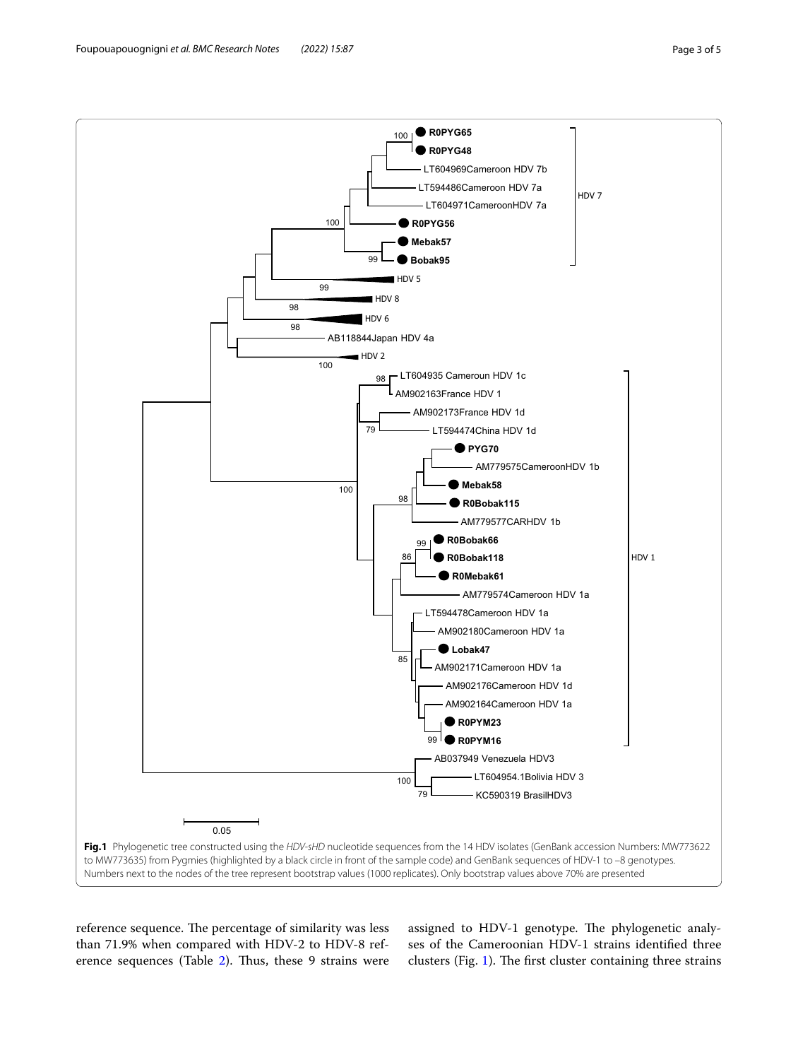Fig.1 Phylogenetic tree constructed using the *HDV-sHD* nucleotide sequences from the 14 HDV isolates (GenBank accession Numbers: MW773622 to MW773635) from Pygmies (highlighted by a black circle in front of the sample code) and GenBank sequences of HDV-1 to –8 genotypes. Numbers next to the nodes of the tree represent bootstrap values (1000 replicates). Only bootstrap values above 70% are presented

reference sequence. The percentage of similarity was less than 71.9% when compared with HDV-2 to HDV-8 reference sequences (Table 2). Thus, these 9 strains were assigned to HDV-1 genotype. The phylogenetic analyses of the Cameroonian HDV-1 strains identified three clusters (Fig. 1). The first cluster containing three strains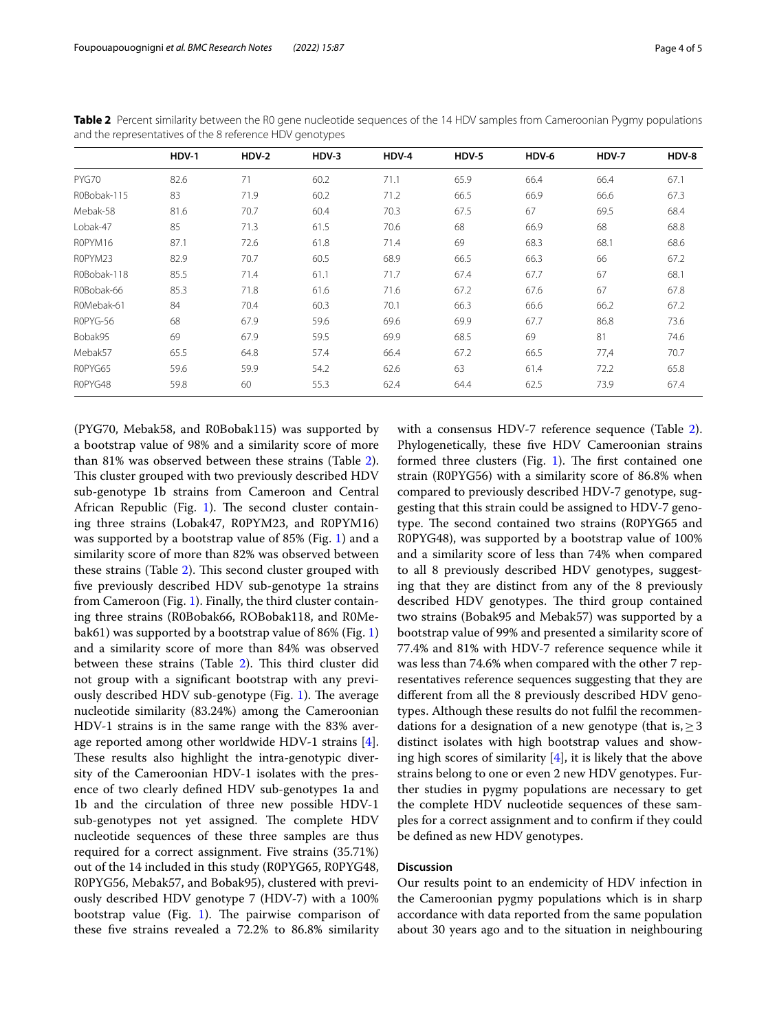**Table 2** Percent similarity between the R0 gene nucleotide sequences of the 14 HDV samples from Cameroonian Pygmy populations and the representatives of the 8 reference HDV genotypes

| | HDV-1 | HDV-2 | HDV-3 | HDV-4 | HDV-5 | HDV-6 | HDV-7 | HDV-8 |
|---|---|---|---|---|---|---|---|---|
| PYG70 | 82.6 | 71 | 60.2 | 71.1 | 65.9 | 66.4 | 66.4 | 67.1 |
| R0Bobak-115 | 83 | 71.9 | 60.2 | 71.2 | 66.5 | 66.9 | 66.6 | 67.3 |
| Mebak-58 | 81.6 | 70.7 | 60.4 | 70.3 | 67.5 | 67 | 69.5 | 68.4 |
| Lobak-47 | 85 | 71.3 | 61.5 | 70.6 | 68 | 66.9 | 68 | 68.8 |
| R0PYM16 | 87.1 | 72.6 | 61.8 | 71.4 | 69 | 68.3 | 68.1 | 68.6 |
| R0PYM23 | 82.9 | 70.7 | 60.5 | 68.9 | 66.5 | 66.3 | 66 | 67.2 |
| R0Bobak-118 | 85.5 | 71.4 | 61.1 | 71.7 | 67.4 | 67.7 | 67 | 68.1 |
| R0Bobak-66 | 85.3 | 71.8 | 61.6 | 71.6 | 67.2 | 67.6 | 67 | 67.8 |
| R0Mebak-61 | 84 | 70.4 | 60.3 | 70.1 | 66.3 | 66.6 | 66.2 | 67.2 |
| R0PYG-56 | 68 | 67.9 | 59.6 | 69.6 | 69.9 | 67.7 | 86.8 | 73.6 |
| Bobak95 | 69 | 67.9 | 59.5 | 69.9 | 68.5 | 69 | 81 | 74.6 |
| Mebak57 | 65.5 | 64.8 | 57.4 | 66.4 | 67.2 | 66.5 | 77,4 | 70.7 |
| R0PYG65 | 59.6 | 59.9 | 54.2 | 62.6 | 63 | 61.4 | 72.2 | 65.8 |
| R0PYG48 | 59.8 | 60 | 55.3 | 62.4 | 64.4 | 62.5 | 73.9 | 67.4 |

(PYG70, Mebak58, and R0Bobak115) was supported by a bootstrap value of 98% and a similarity score of more than 81% was observed between these strains (Table 2). This cluster grouped with two previously described HDV sub-genotype 1b strains from Cameroon and Central African Republic (Fig. 1). The second cluster containing three strains (Lobak47, R0PYM23, and R0PYM16) was supported by a bootstrap value of 85% (Fig. 1) and a similarity score of more than 82% was observed between these strains (Table 2). This second cluster grouped with five previously described HDV sub-genotype 1a strains from Cameroon (Fig. 1). Finally, the third cluster containing three strains (R0Bobak66, ROBobak118, and R0Mebak61) was supported by a bootstrap value of 86% (Fig. 1) and a similarity score of more than 84% was observed between these strains (Table 2). This third cluster did not group with a significant bootstrap with any previously described HDV sub-genotype (Fig. 1). The average nucleotide similarity (83.24%) among the Cameroonian HDV-1 strains is in the same range with the 83% average reported among other worldwide HDV-1 strains [4]. These results also highlight the intra-genotypic diversity of the Cameroonian HDV-1 isolates with the presence of two clearly defined HDV sub-genotypes 1a and 1b and the circulation of three new possible HDV-1 sub-genotypes not yet assigned. The complete HDV nucleotide sequences of these three samples are thus required for a correct assignment. Five strains (35.71%) out of the 14 included in this study (R0PYG65, R0PYG48, R0PYG56, Mebak57, and Bobak95), clustered with previously described HDV genotype 7 (HDV-7) with a 100% bootstrap value (Fig. 1). The pairwise comparison of these five strains revealed a 72.2% to 86.8% similarity with a consensus HDV-7 reference sequence (Table 2). Phylogenetically, these five HDV Cameroonian strains formed three clusters (Fig. 1). The first contained one strain (R0PYG56) with a similarity score of 86.8% when compared to previously described HDV-7 genotype, suggesting that this strain could be assigned to HDV-7 genotype. The second contained two strains (R0PYG65 and R0PYG48), was supported by a bootstrap value of 100% and a similarity score of less than 74% when compared to all 8 previously described HDV genotypes, suggesting that they are distinct from any of the 8 previously described HDV genotypes. The third group contained two strains (Bobak95 and Mebak57) was supported by a bootstrap value of 99% and presented a similarity score of 77.4% and 81% with HDV-7 reference sequence while it was less than 74.6% when compared with the other 7 representatives reference sequences suggesting that they are different from all the 8 previously described HDV genotypes. Although these results do not fulfil the recommendations for a designation of a new genotype (that is, $\geq 3$ distinct isolates with high bootstrap values and showing high scores of similarity [4], it is likely that the above strains belong to one or even 2 new HDV genotypes. Further studies in pygmy populations are necessary to get the complete HDV nucleotide sequences of these samples for a correct assignment and to confirm if they could be defined as new HDV genotypes.

## Discussion

Our results point to an endemicity of HDV infection in the Cameroonian pygmy populations which is in sharp accordance with data reported from the same population about 30 years ago and to the situation in neighbouring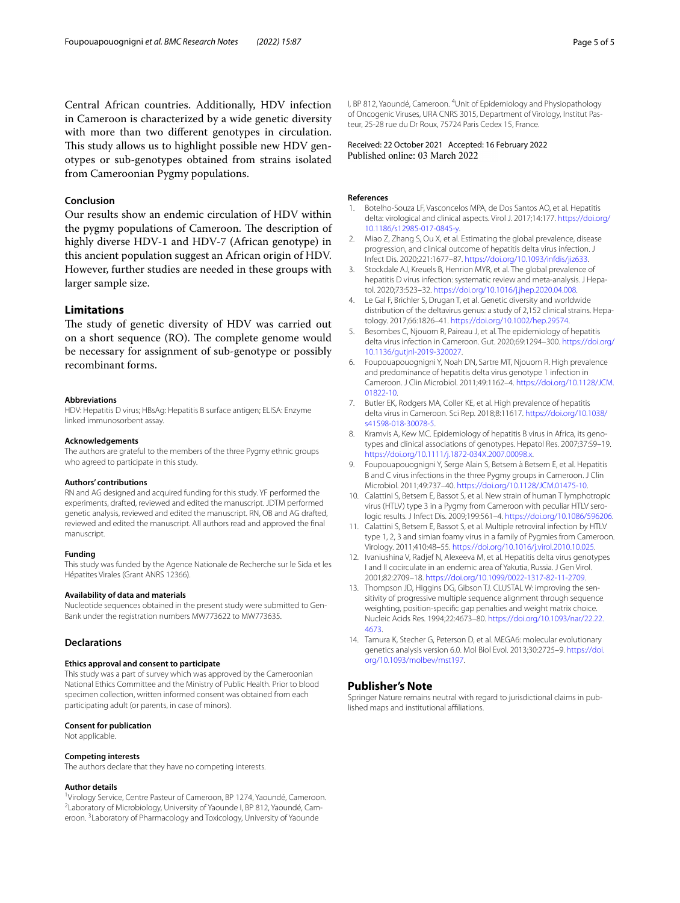Central African countries. Additionally, HDV infection in Cameroon is characterized by a wide genetic diversity with more than two different genotypes in circulation. This study allows us to highlight possible new HDV genotypes or sub-genotypes obtained from strains isolated from Cameroonian Pygmy populations.

### Conclusion

Our results show an endemic circulation of HDV within the pygmy populations of Cameroon. The description of highly diverse HDV-1 and HDV-7 (African genotype) in this ancient population suggest an African origin of HDV. However, further studies are needed in these groups with larger sample size.

## Limitations

The study of genetic diversity of HDV was carried out on a short sequence (RO). The complete genome would be necessary for assignment of sub-genotype or possibly recombinant forms.

#### Abbreviations

HDV: Hepatitis D virus; HBsAg: Hepatitis B surface antigen; ELISA: Enzyme linked immunosorbent assay.

#### Acknowledgements

The authors are grateful to the members of the three Pygmy ethnic groups who agreed to participate in this study.

#### Authors' contributions

RN and AG designed and acquired funding for this study. YF performed the experiments, drafted, reviewed and edited the manuscript. JDTM performed genetic analysis, reviewed and edited the manuscript. RN, OB and AG drafted, reviewed and edited the manuscript. All authors read and approved the final manuscript.

#### Funding

This study was funded by the Agence Nationale de Recherche sur le Sida et les Hépatites Virales (Grant ANRS 12366).

#### Availability of data and materials

Nucleotide sequences obtained in the present study were submitted to GenBank under the registration numbers MW773622 to MW773635.

## Declarations

#### Ethics approval and consent to participate

This study was a part of survey which was approved by the Cameroonian National Ethics Committee and the Ministry of Public Health. Prior to blood specimen collection, written informed consent was obtained from each participating adult (or parents, in case of minors).

#### Consent for publication

Not applicable.

#### Competing interests

The authors declare that they have no competing interests.

#### Author details

[1]Virology Service, Centre Pasteur of Cameroon, BP 1274, Yaoundé, Cameroon. [2]Laboratory of Microbiology, University of Yaounde I, BP 812, Yaoundé, Cameroon. [3]Laboratory of Pharmacology and Toxicology, University of Yaounde I, BP 812, Yaoundé, Cameroon. [4]Unit of Epidemiology and Physiopathology of Oncogenic Viruses, URA CNRS 3015, Department of Virology, Institut Pasteur, 25-28 rue du Dr Roux, 75724 Paris Cedex 15, France.

Received: 22 October 2021 Accepted: 16 February 2022
Published online: 03 March 2022

#### References

1. Botelho-Souza LF, Vasconcelos MPA, de Dos Santos AO, et al. Hepatitis delta: virological and clinical aspects. Virol J. 2017;14:177. https://doi.org/10.1186/s12985-017-0845-y.
2. Miao Z, Zhang S, Ou X, et al. Estimating the global prevalence, disease progression, and clinical outcome of hepatitis delta virus infection. J Infect Dis. 2020;221:1677–87. https://doi.org/10.1093/infdis/jiz633.
3. Stockdale AJ, Kreuels B, Henrion MYR, et al. The global prevalence of hepatitis D virus infection: systematic review and meta-analysis. J Hepatol. 2020;73:523–32. https://doi.org/10.1016/j.jhep.2020.04.008.
4. Le Gal F, Brichler S, Drugan T, et al. Genetic diversity and worldwide distribution of the deltavirus genus: a study of 2,152 clinical strains. Hepatology. 2017;66:1826–41. https://doi.org/10.1002/hep.29574.
5. Besombes C, Njouom R, Paireau J, et al. The epidemiology of hepatitis delta virus infection in Cameroon. Gut. 2020;69:1294–300. https://doi.org/10.1136/gutjnl-2019-320027.
6. Foupouapouognigni Y, Noah DN, Sartre MT, Njouom R. High prevalence and predominance of hepatitis delta virus genotype 1 infection in Cameroon. J Clin Microbiol. 2011;49:1162–4. https://doi.org/10.1128/JCM.01822-10.
7. Butler EK, Rodgers MA, Coller KE, et al. High prevalence of hepatitis delta virus in Cameroon. Sci Rep. 2018;8:11617. https://doi.org/10.1038/s41598-018-30078-5.
8. Kramvis A, Kew MC. Epidemiology of hepatitis B virus in Africa, its genotypes and clinical associations of genotypes. Hepatol Res. 2007;37:S9–19. https://doi.org/10.1111/j.1872-034X.2007.00098.x.
9. Foupouapouognigni Y, Serge Alain S, Betsem à Betsem E, et al. Hepatitis B and C virus infections in the three Pygmy groups in Cameroon. J Clin Microbiol. 2011;49:737–40. https://doi.org/10.1128/JCM.01475-10.
10. Calattini S, Betsem E, Bassot S, et al. New strain of human T lymphotropic virus (HTLV) type 3 in a Pygmy from Cameroon with peculiar HTLV serologic results. J Infect Dis. 2009;199:561–4. https://doi.org/10.1086/596206.
11. Calattini S, Betsem E, Bassot S, et al. Multiple retroviral infection by HTLV type 1, 2, 3 and simian foamy virus in a family of Pygmies from Cameroon. Virology. 2011;410:48–55. https://doi.org/10.1016/j.virol.2010.10.025.
12. Ivaniushina V, Radjef N, Alexeeva M, et al. Hepatitis delta virus genotypes I and II cocirculate in an endemic area of Yakutia, Russia. J Gen Virol. 2001;82:2709–18. https://doi.org/10.1099/0022-1317-82-11-2709.
13. Thompson JD, Higgins DG, Gibson TJ. CLUSTAL W: improving the sensitivity of progressive multiple sequence alignment through sequence weighting, position-specific gap penalties and weight matrix choice. Nucleic Acids Res. 1994;22:4673–80. https://doi.org/10.1093/nar/22.22.4673.
14. Tamura K, Stecher G, Peterson D, et al. MEGA6: molecular evolutionary genetics analysis version 6.0. Mol Biol Evol. 2013;30:2725–9. https://doi.org/10.1093/molbev/mst197.

## Publisher's Note

Springer Nature remains neutral with regard to jurisdictional claims in published maps and institutional affiliations.